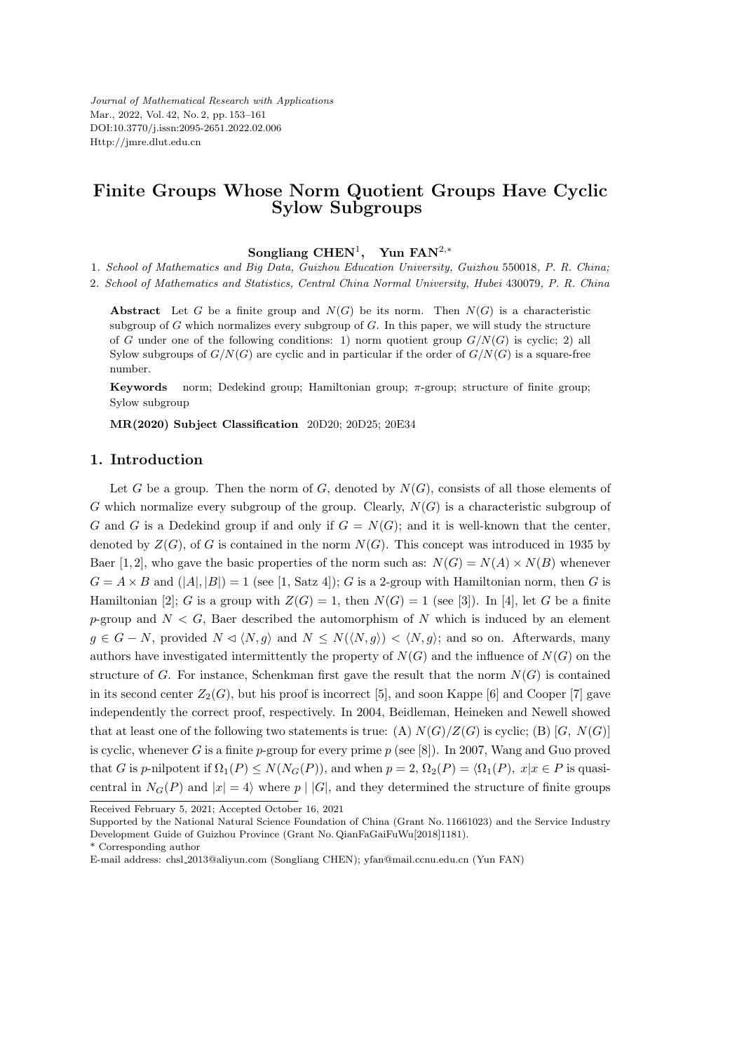Journal of Mathematical Research with Applications
Mar., 2022, Vol. 42, No. 2, pp. 153–161
DOI:10.3770/j.issn:2095-2651.2022.02.006
Http://jmre.dlut.edu.cn

# Finite Groups Whose Norm Quotient Groups Have Cyclic Sylow Subgroups

**Songliang CHEN**[1], **Yun FAN**[2,*]

1. *School of Mathematics and Big Data, Guizhou Education University, Guizhou* 550018*, P. R. China;*
2. *School of Mathematics and Statistics, Central China Normal University, Hubei* 430079*, P. R. China*

**Abstract** Let $G$ be a finite group and $N(G)$ be its norm. Then $N(G)$ is a characteristic subgroup of $G$ which normalizes every subgroup of $G$. In this paper, we will study the structure of $G$ under one of the following conditions: 1) norm quotient group $G/N(G)$ is cyclic; 2) all Sylow subgroups of $G/N(G)$ are cyclic and in particular if the order of $G/N(G)$ is a square-free number.

**Keywords** norm; Dedekind group; Hamiltonian group; $\pi$-group; structure of finite group; Sylow subgroup

**MR(2020) Subject Classification** 20D20; 20D25; 20E34

## 1. Introduction

Let $G$ be a group. Then the norm of $G$, denoted by $N(G)$, consists of all those elements of $G$ which normalize every subgroup of the group. Clearly, $N(G)$ is a characteristic subgroup of $G$ and $G$ is a Dedekind group if and only if $G = N(G)$; and it is well-known that the center, denoted by $Z(G)$, of $G$ is contained in the norm $N(G)$. This concept was introduced in 1935 by Baer [1,2], who gave the basic properties of the norm such as: $N(G) = N(A) \times N(B)$ whenever $G = A \times B$ and $(|A|, |B|) = 1$ (see [1, Satz 4]); $G$ is a 2-group with Hamiltonian norm, then $G$ is Hamiltonian [2]; $G$ is a group with $Z(G) = 1$, then $N(G) = 1$ (see [3]). In [4], let $G$ be a finite $p$-group and $N < G$, Baer described the automorphism of $N$ which is induced by an element $g \in G - N$, provided $N \lhd \langle N, g\rangle$ and $N \leq N(\langle N, g\rangle) < \langle N, g\rangle$; and so on. Afterwards, many authors have investigated intermittently the property of $N(G)$ and the influence of $N(G)$ on the structure of $G$. For instance, Schenkman first gave the result that the norm $N(G)$ is contained in its second center $Z_2(G)$, but his proof is incorrect [5], and soon Kappe [6] and Cooper [7] gave independently the correct proof, respectively. In 2004, Beidleman, Heineken and Newell showed that at least one of the following two statements is true: (A) $N(G)/Z(G)$ is cyclic; (B) $[G, N(G)]$ is cyclic, whenever $G$ is a finite $p$-group for every prime $p$ (see [8]). In 2007, Wang and Guo proved that $G$ is $p$-nilpotent if $\Omega_1(P) \leq N(N_G(P))$, and when $p = 2$, $\Omega_2(P) = \langle \Omega_1(P),\ x | x \in P$ is quasi-central in $N_G(P)$ and $|x| = 4\rangle$ where $p \mid |G|$, and they determined the structure of finite groups

Received February 5, 2021; Accepted October 16, 2021

Supported by the National Natural Science Foundation of China (Grant No. 11661023) and the Service Industry Development Guide of Guizhou Province (Grant No. QianFaGaiFuWu[2018]1181).

\* Corresponding author

E-mail address: chsl_2013@aliyun.com (Songliang CHEN); yfan@mail.ccnu.edu.cn (Yun FAN)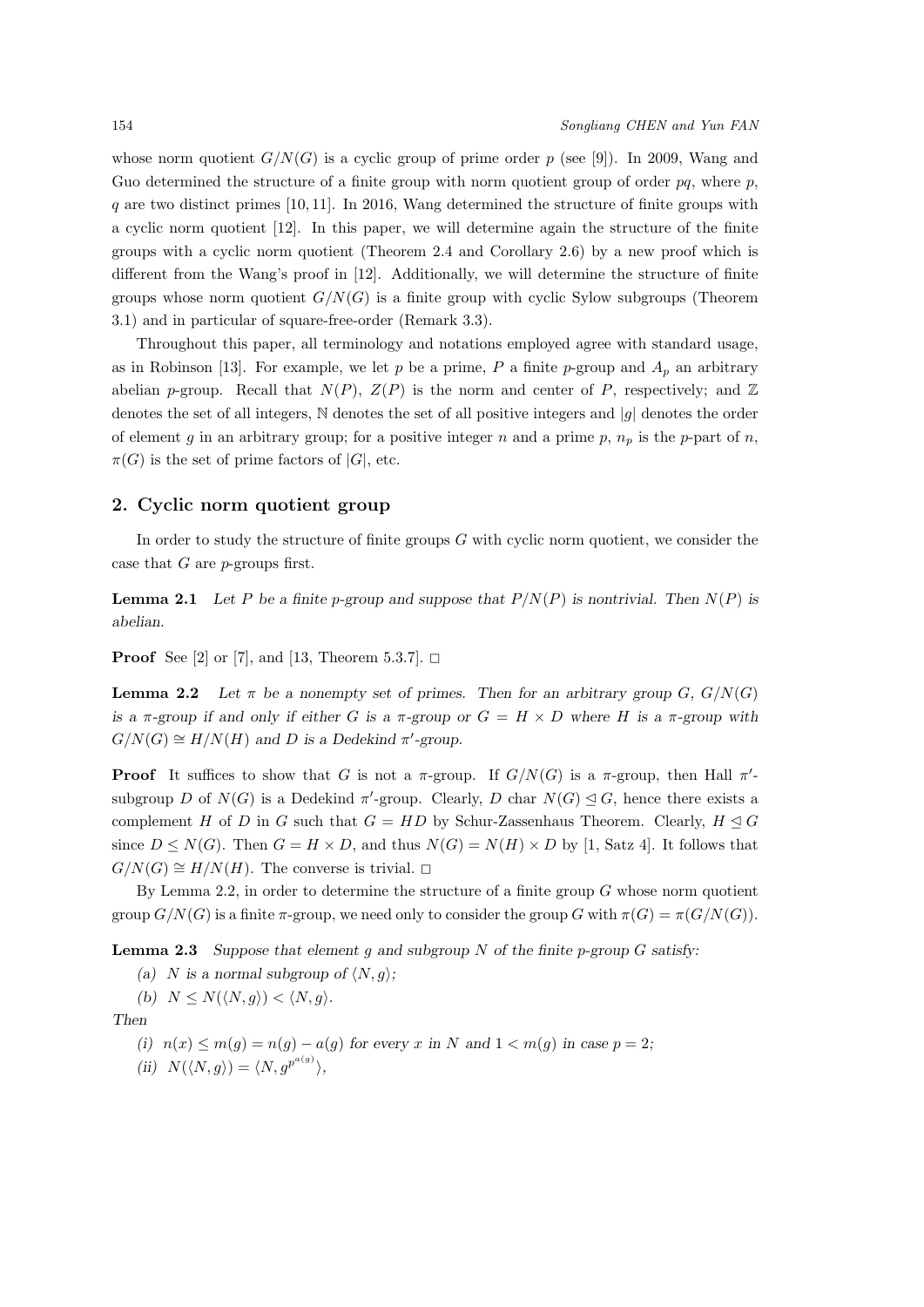whose norm quotient $G/N(G)$ is a cyclic group of prime order $p$ (see [9]). In 2009, Wang and Guo determined the structure of a finite group with norm quotient group of order $pq$, where $p$, $q$ are two distinct primes [10, 11]. In 2016, Wang determined the structure of finite groups with a cyclic norm quotient [12]. In this paper, we will determine again the structure of the finite groups with a cyclic norm quotient (Theorem 2.4 and Corollary 2.6) by a new proof which is different from the Wang's proof in [12]. Additionally, we will determine the structure of finite groups whose norm quotient $G/N(G)$ is a finite group with cyclic Sylow subgroups (Theorem 3.1) and in particular of square-free-order (Remark 3.3).

Throughout this paper, all terminology and notations employed agree with standard usage, as in Robinson [13]. For example, we let $p$ be a prime, $P$ a finite $p$-group and $A_p$ an arbitrary abelian $p$-group. Recall that $N(P)$, $Z(P)$ is the norm and center of $P$, respectively; and $\mathbb{Z}$ denotes the set of all integers, $\mathbb{N}$ denotes the set of all positive integers and $|g|$ denotes the order of element $g$ in an arbitrary group; for a positive integer $n$ and a prime $p$, $n_p$ is the $p$-part of $n$, $\pi(G)$ is the set of prime factors of $|G|$, etc.

## 2. Cyclic norm quotient group

In order to study the structure of finite groups $G$ with cyclic norm quotient, we consider the case that $G$ are $p$-groups first.

**Lemma 2.1** *Let $P$ be a finite $p$-group and suppose that $P/N(P)$ is nontrivial. Then $N(P)$ is abelian.*

**Proof** See [2] or [7], and [13, Theorem 5.3.7]. $\square$

**Lemma 2.2** *Let $\pi$ be a nonempty set of primes. Then for an arbitrary group $G$, $G/N(G)$ is a $\pi$-group if and only if either $G$ is a $\pi$-group or $G = H \times D$ where $H$ is a $\pi$-group with $G/N(G) \cong H/N(H)$ and $D$ is a Dedekind $\pi'$-group.*

**Proof** It suffices to show that $G$ is not a $\pi$-group. If $G/N(G)$ is a $\pi$-group, then Hall $\pi'$-subgroup $D$ of $N(G)$ is a Dedekind $\pi'$-group. Clearly, $D$ char $N(G) \trianglelefteq G$, hence there exists a complement $H$ of $D$ in $G$ such that $G = HD$ by Schur-Zassenhaus Theorem. Clearly, $H \trianglelefteq G$ since $D \leq N(G)$. Then $G = H \times D$, and thus $N(G) = N(H) \times D$ by [1, Satz 4]. It follows that $G/N(G) \cong H/N(H)$. The converse is trivial. $\square$

By Lemma 2.2, in order to determine the structure of a finite group $G$ whose norm quotient group $G/N(G)$ is a finite $\pi$-group, we need only to consider the group $G$ with $\pi(G) = \pi(G/N(G))$.

**Lemma 2.3** *Suppose that element $g$ and subgroup $N$ of the finite $p$-group $G$ satisfy:*

*(a) $N$ is a normal subgroup of $\langle N, g\rangle$;*

*(b) $N \leq N(\langle N, g\rangle) < \langle N, g\rangle$.*

*Then*

*(i) $n(x) \leq m(g) = n(g) - a(g)$ for every $x$ in $N$ and $1 < m(g)$ in case $p = 2$;*

*(ii) $N(\langle N, g\rangle) = \langle N, g^{p^{a(g)}}\rangle$,*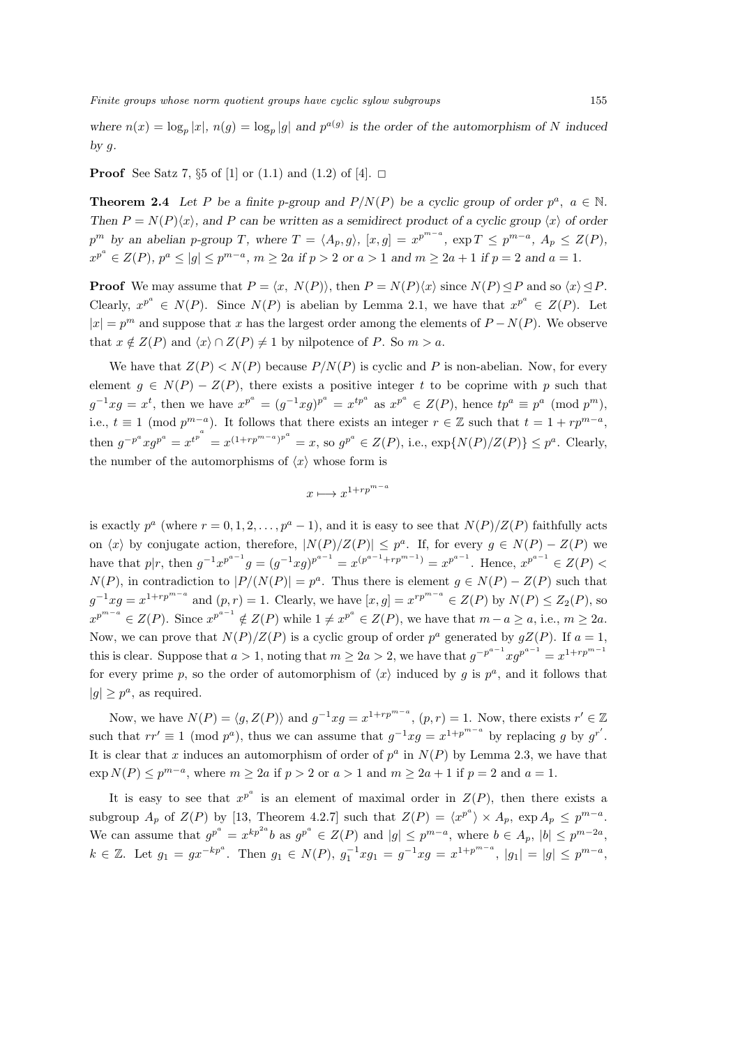*where* $n(x) = \log_p |x|$, $n(g) = \log_p |g|$ *and* $p^{a(g)}$ *is the order of the automorphism of* $N$ *induced by* $g$.

**Proof** See Satz 7, §5 of [1] or (1.1) and (1.2) of [4]. □

**Theorem 2.4** *Let* $P$ *be a finite* $p$*-group and* $P/N(P)$ *be a cyclic group of order* $p^a$, $a \in \mathbb{N}$. *Then* $P = N(P)\langle x\rangle$, *and* $P$ *can be written as a semidirect product of a cyclic group* $\langle x\rangle$ *of order* $p^m$ *by an abelian* $p$*-group* $T$, *where* $T = \langle A_p, g\rangle$, $[x, g] = x^{p^{m-a}}$, $\exp T \leq p^{m-a}$, $A_p \leq Z(P)$, $x^{p^a} \in Z(P)$, $p^a \leq |g| \leq p^{m-a}$, $m \geq 2a$ *if* $p > 2$ *or* $a > 1$ *and* $m \geq 2a + 1$ *if* $p = 2$ *and* $a = 1$.

**Proof** We may assume that $P = \langle x,\ N(P)\rangle$, then $P = N(P)\langle x\rangle$ since $N(P) \trianglelefteq P$ and so $\langle x\rangle \trianglelefteq P$. Clearly, $x^{p^a} \in N(P)$. Since $N(P)$ is abelian by Lemma 2.1, we have that $x^{p^a} \in Z(P)$. Let $|x| = p^m$ and suppose that $x$ has the largest order among the elements of $P - N(P)$. We observe that $x \notin Z(P)$ and $\langle x\rangle \cap Z(P) \neq 1$ by nilpotence of $P$. So $m > a$.

We have that $Z(P) < N(P)$ because $P/N(P)$ is cyclic and $P$ is non-abelian. Now, for every element $g \in N(P) - Z(P)$, there exists a positive integer $t$ to be coprime with $p$ such that $g^{-1}xg = x^t$, then we have $x^{p^a} = (g^{-1}xg)^{p^a} = x^{tp^a}$ as $x^{p^a} \in Z(P)$, hence $tp^a \equiv p^a \pmod{p^m}$, i.e., $t \equiv 1 \pmod{p^{m-a}}$. It follows that there exists an integer $r \in \mathbb{Z}$ such that $t = 1 + rp^{m-a}$, then $g^{-p^a}xg^{p^a} = x^{t^{p^a}} = x^{(1+rp^{m-a})^{p^a}} = x$, so $g^{p^a} \in Z(P)$, i.e., $\exp\{N(P)/Z(P)\} \leq p^a$. Clearly, the number of the automorphisms of $\langle x\rangle$ whose form is

$$x \longmapsto x^{1+rp^{m-a}}$$

is exactly $p^a$ (where $r = 0, 1, 2, \ldots, p^a - 1$), and it is easy to see that $N(P)/Z(P)$ faithfully acts on $\langle x\rangle$ by conjugate action, therefore, $|N(P)/Z(P)| \leq p^a$. If, for every $g \in N(P) - Z(P)$ we have that $p|r$, then $g^{-1}x^{p^{a-1}}g = (g^{-1}xg)^{p^{a-1}} = x^{(p^{a-1}+rp^{m-1})} = x^{p^{a-1}}$. Hence, $x^{p^{a-1}} \in Z(P) < N(P)$, in contradiction to $|P/(N(P)| = p^a$. Thus there is element $g \in N(P) - Z(P)$ such that $g^{-1}xg = x^{1+rp^{m-a}}$ and $(p, r) = 1$. Clearly, we have $[x, g] = x^{rp^{m-a}} \in Z(P)$ by $N(P) \leq Z_2(P)$, so $x^{p^{m-a}} \in Z(P)$. Since $x^{p^{a-1}} \notin Z(P)$ while $1 \neq x^{p^a} \in Z(P)$, we have that $m - a \geq a$, i.e., $m \geq 2a$. Now, we can prove that $N(P)/Z(P)$ is a cyclic group of order $p^a$ generated by $gZ(P)$. If $a = 1$, this is clear. Suppose that $a > 1$, noting that $m \geq 2a > 2$, we have that $g^{-p^{a-1}}xg^{p^{a-1}} = x^{1+rp^{m-1}}$ for every prime $p$, so the order of automorphism of $\langle x\rangle$ induced by $g$ is $p^a$, and it follows that $|g| \geq p^a$, as required.

Now, we have $N(P) = \langle g, Z(P)\rangle$ and $g^{-1}xg = x^{1+rp^{m-a}}$, $(p, r) = 1$. Now, there exists $r' \in \mathbb{Z}$ such that $rr' \equiv 1 \pmod{p^a}$, thus we can assume that $g^{-1}xg = x^{1+p^{m-a}}$ by replacing $g$ by $g^{r'}$. It is clear that $x$ induces an automorphism of order of $p^a$ in $N(P)$ by Lemma 2.3, we have that $\exp N(P) \leq p^{m-a}$, where $m \geq 2a$ if $p > 2$ or $a > 1$ and $m \geq 2a + 1$ if $p = 2$ and $a = 1$.

It is easy to see that $x^{p^a}$ is an element of maximal order in $Z(P)$, then there exists a subgroup $A_p$ of $Z(P)$ by [13, Theorem 4.2.7] such that $Z(P) = \langle x^{p^a}\rangle \times A_p$, $\exp A_p \leq p^{m-a}$. We can assume that $g^{p^a} = x^{kp^{2a}}b$ as $g^{p^a} \in Z(P)$ and $|g| \leq p^{m-a}$, where $b \in A_p$, $|b| \leq p^{m-2a}$, $k \in \mathbb{Z}$. Let $g_1 = gx^{-kp^a}$. Then $g_1 \in N(P)$, $g_1^{-1}xg_1 = g^{-1}xg = x^{1+p^{m-a}}$, $|g_1| = |g| \leq p^{m-a}$,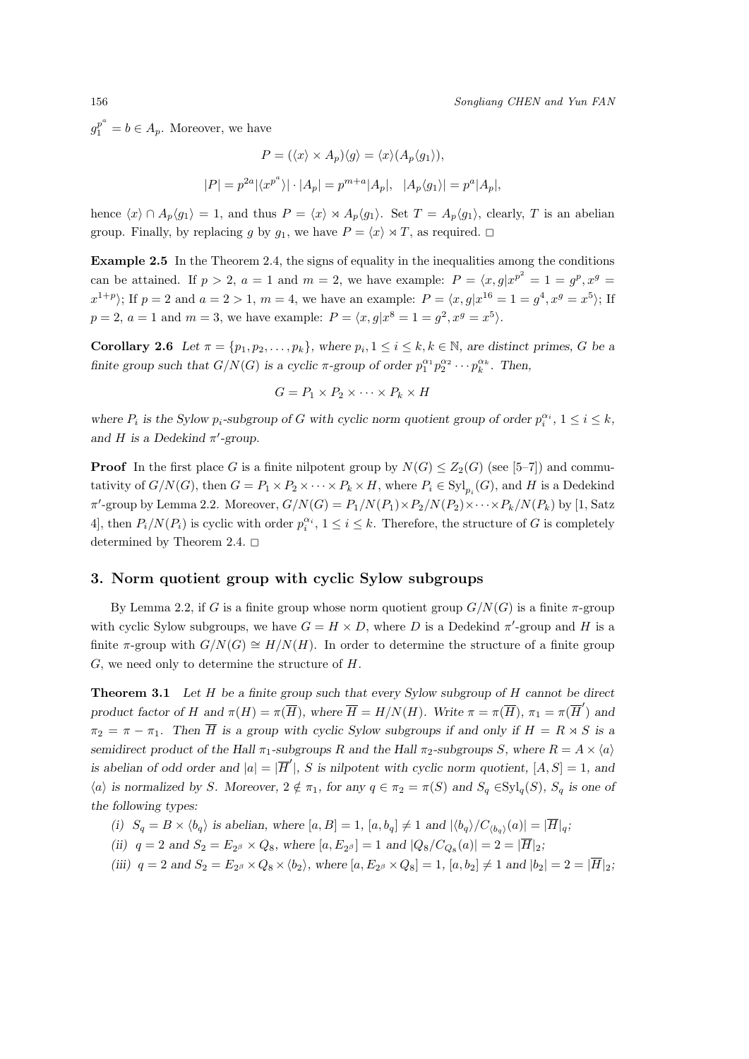$g_1^{p^a} = b \in A_p$. Moreover, we have

$$P = (\langle x\rangle \times A_p)\langle g\rangle = \langle x\rangle(A_p\langle g_1\rangle),$$

$$|P| = p^{2a}|\langle x^{p^a}\rangle| \cdot |A_p| = p^{m+a}|A_p|, \quad |A_p\langle g_1\rangle| = p^a|A_p|,$$

hence $\langle x\rangle \cap A_p\langle g_1\rangle = 1$, and thus $P = \langle x\rangle \rtimes A_p\langle g_1\rangle$. Set $T = A_p\langle g_1\rangle$, clearly, $T$ is an abelian group. Finally, by replacing $g$ by $g_1$, we have $P = \langle x\rangle \rtimes T$, as required. $\square$

**Example 2.5** In the Theorem 2.4, the signs of equality in the inequalities among the conditions can be attained. If $p > 2$, $a = 1$ and $m = 2$, we have example: $P = \langle x, g | x^{p^2} = 1 = g^p, x^g = x^{1+p}\rangle$; If $p = 2$ and $a = 2 > 1$, $m = 4$, we have an example: $P = \langle x, g | x^{16} = 1 = g^4, x^g = x^5\rangle$; If $p = 2$, $a = 1$ and $m = 3$, we have example: $P = \langle x, g | x^8 = 1 = g^2, x^g = x^5\rangle$.

**Corollary 2.6** *Let $\pi = \{p_1, p_2, \ldots, p_k\}$, where $p_i, 1 \le i \le k, k \in \mathbb{N}$, are distinct primes, $G$ be a finite group such that $G/N(G)$ is a cyclic $\pi$-group of order $p_1^{\alpha_1}p_2^{\alpha_2}\cdots p_k^{\alpha_k}$. Then,*

$$G = P_1 \times P_2 \times \cdots \times P_k \times H$$

*where $P_i$ is the Sylow $p_i$-subgroup of $G$ with cyclic norm quotient group of order $p_i^{\alpha_i}$, $1 \le i \le k$, and $H$ is a Dedekind $\pi'$-group.*

**Proof** In the first place $G$ is a finite nilpotent group by $N(G) \le Z_2(G)$ (see [5–7]) and commutativity of $G/N(G)$, then $G = P_1 \times P_2 \times \cdots \times P_k \times H$, where $P_i \in \mathrm{Syl}_{p_i}(G)$, and $H$ is a Dedekind $\pi'$-group by Lemma 2.2. Moreover, $G/N(G) = P_1/N(P_1) \times P_2/N(P_2) \times \cdots \times P_k/N(P_k)$ by [1, Satz 4], then $P_i/N(P_i)$ is cyclic with order $p_i^{\alpha_i}$, $1 \le i \le k$. Therefore, the structure of $G$ is completely determined by Theorem 2.4. $\square$

## 3. Norm quotient group with cyclic Sylow subgroups

By Lemma 2.2, if $G$ is a finite group whose norm quotient group $G/N(G)$ is a finite $\pi$-group with cyclic Sylow subgroups, we have $G = H \times D$, where $D$ is a Dedekind $\pi'$-group and $H$ is a finite $\pi$-group with $G/N(G) \cong H/N(H)$. In order to determine the structure of a finite group $G$, we need only to determine the structure of $H$.

**Theorem 3.1** *Let $H$ be a finite group such that every Sylow subgroup of $H$ cannot be direct product factor of $H$ and $\pi(H) = \pi(\overline{H})$, where $\overline{H} = H/N(H)$. Write $\pi = \pi(\overline{H})$, $\pi_1 = \pi(\overline{H}')$ and $\pi_2 = \pi - \pi_1$. Then $\overline{H}$ is a group with cyclic Sylow subgroups if and only if $H = R \rtimes S$ is a semidirect product of the Hall $\pi_1$-subgroups $R$ and the Hall $\pi_2$-subgroups $S$, where $R = A \times \langle a\rangle$ is abelian of odd order and $|a| = |\overline{H}'|$, $S$ is nilpotent with cyclic norm quotient, $[A, S] = 1$, and $\langle a\rangle$ is normalized by $S$. Moreover, $2 \notin \pi_1$, for any $q \in \pi_2 = \pi(S)$ and $S_q \in \mathrm{Syl}_q(S)$, $S_q$ is one of the following types:*

*(i) $S_q = B \times \langle b_q\rangle$ is abelian, where $[a, B] = 1$, $[a, b_q] \ne 1$ and $|\langle b_q\rangle/C_{\langle b_q\rangle}(a)| = |\overline{H}|_q$;*

*(ii) $q = 2$ and $S_2 = E_{2^\beta} \times Q_8$, where $[a, E_{2^\beta}] = 1$ and $|Q_8/C_{Q_8}(a)| = 2 = |\overline{H}|_2$;*

*(iii) $q = 2$ and $S_2 = E_{2^\beta} \times Q_8 \times \langle b_2\rangle$, where $[a, E_{2^\beta} \times Q_8] = 1$, $[a, b_2] \ne 1$ and $|b_2| = 2 = |\overline{H}|_2$;*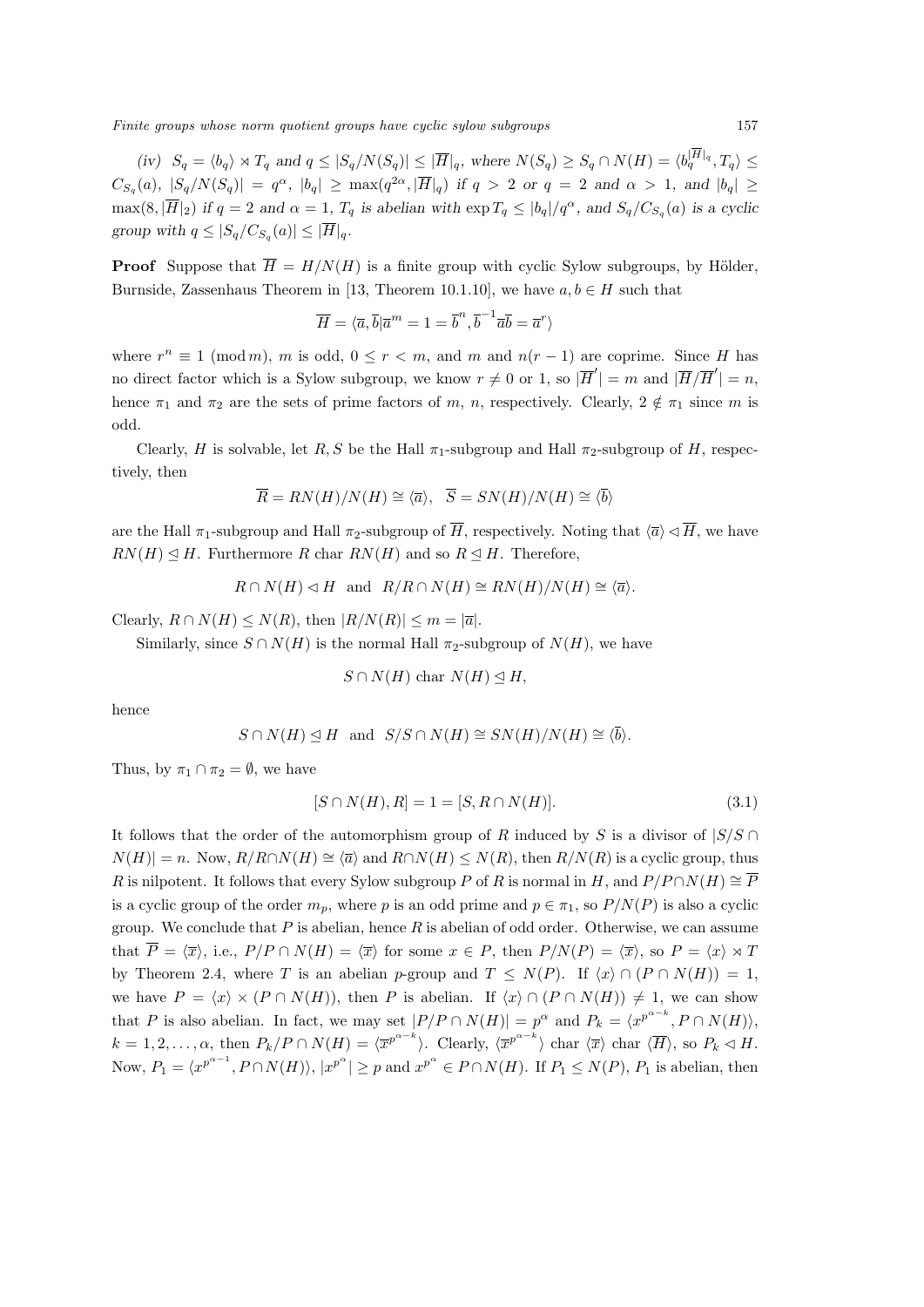*(iv)* $S_q = \langle b_q \rangle \rtimes T_q$ *and* $q \le |S_q/N(S_q)| \le |\overline{H}|_q$*, where* $N(S_q) \ge S_q \cap N(H) = \langle b_q^{|\overline{H}|_q}, T_q \rangle \le C_{S_q}(a)$*,* $|S_q/N(S_q)| = q^\alpha$*,* $|b_q| \ge \max(q^{2\alpha}, |\overline{H}|_q)$ *if* $q > 2$ *or* $q = 2$ *and* $\alpha > 1$*, and* $|b_q| \ge \max(8, |\overline{H}|_2)$ *if* $q = 2$ *and* $\alpha = 1$*,* $T_q$ *is abelian with* $\exp T_q \le |b_q|/q^\alpha$*, and* $S_q/C_{S_q}(a)$ *is a cyclic group with* $q \le |S_q/C_{S_q}(a)| \le |\overline{H}|_q$*.*

**Proof** Suppose that $\overline{H} = H/N(H)$ is a finite group with cyclic Sylow subgroups, by Hölder, Burnside, Zassenhaus Theorem in [13, Theorem 10.1.10], we have $a, b \in H$ such that

$$\overline{H} = \langle \overline{a}, \overline{b} | \overline{a}^m = 1 = \overline{b}^n, \overline{b}^{-1}\overline{a}\overline{b} = \overline{a}^r \rangle$$

where $r^n \equiv 1 \pmod{m}$, $m$ is odd, $0 \le r < m$, and $m$ and $n(r-1)$ are coprime. Since $H$ has no direct factor which is a Sylow subgroup, we know $r \ne 0$ or 1, so $|\overline{H}'| = m$ and $|\overline{H}/\overline{H}'| = n$, hence $\pi_1$ and $\pi_2$ are the sets of prime factors of $m$, $n$, respectively. Clearly, $2 \notin \pi_1$ since $m$ is odd.

Clearly, $H$ is solvable, let $R, S$ be the Hall $\pi_1$-subgroup and Hall $\pi_2$-subgroup of $H$, respectively, then

$$\overline{R} = RN(H)/N(H) \cong \langle \overline{a} \rangle, \quad \overline{S} = SN(H)/N(H) \cong \langle \overline{b} \rangle$$

are the Hall $\pi_1$-subgroup and Hall $\pi_2$-subgroup of $\overline{H}$, respectively. Noting that $\langle \overline{a} \rangle \lhd \overline{H}$, we have $RN(H) \trianglelefteq H$. Furthermore $R$ char $RN(H)$ and so $R \trianglelefteq H$. Therefore,

$$R \cap N(H) \lhd H \quad \text{and} \quad R/R \cap N(H) \cong RN(H)/N(H) \cong \langle \overline{a} \rangle.$$

Clearly, $R \cap N(H) \le N(R)$, then $|R/N(R)| \le m = |\overline{a}|$.

Similarly, since $S \cap N(H)$ is the normal Hall $\pi_2$-subgroup of $N(H)$, we have

$$S \cap N(H) \text{ char } N(H) \trianglelefteq H,$$

hence

$$S \cap N(H) \trianglelefteq H \quad \text{and} \quad S/S \cap N(H) \cong SN(H)/N(H) \cong \langle \overline{b} \rangle.$$

Thus, by $\pi_1 \cap \pi_2 = \emptyset$, we have

$$[S \cap N(H), R] = 1 = [S, R \cap N(H)]. \tag{3.1}$$

It follows that the order of the automorphism group of $R$ induced by $S$ is a divisor of $|S/S \cap N(H)| = n$. Now, $R/R \cap N(H) \cong \langle \overline{a} \rangle$ and $R \cap N(H) \le N(R)$, then $R/N(R)$ is a cyclic group, thus $R$ is nilpotent. It follows that every Sylow subgroup $P$ of $R$ is normal in $H$, and $P/P \cap N(H) \cong \overline{P}$ is a cyclic group of the order $m_p$, where $p$ is an odd prime and $p \in \pi_1$, so $P/N(P)$ is also a cyclic group. We conclude that $P$ is abelian, hence $R$ is abelian of odd order. Otherwise, we can assume that $\overline{P} = \langle \overline{x} \rangle$, i.e., $P/P \cap N(H) = \langle \overline{x} \rangle$ for some $x \in P$, then $P/N(P) = \langle \overline{x} \rangle$, so $P = \langle x \rangle \rtimes T$ by Theorem 2.4, where $T$ is an abelian $p$-group and $T \le N(P)$. If $\langle x \rangle \cap (P \cap N(H)) = 1$, we have $P = \langle x \rangle \times (P \cap N(H))$, then $P$ is abelian. If $\langle x \rangle \cap (P \cap N(H)) \ne 1$, we can show that $P$ is also abelian. In fact, we may set $|P/P \cap N(H)| = p^\alpha$ and $P_k = \langle x^{p^{\alpha-k}}, P \cap N(H) \rangle$, $k = 1, 2, \ldots, \alpha$, then $P_k/P \cap N(H) = \langle \overline{x}^{p^{\alpha-k}} \rangle$. Clearly, $\langle \overline{x}^{p^{\alpha-k}} \rangle$ char $\langle \overline{x} \rangle$ char $\langle \overline{H} \rangle$, so $P_k \lhd H$. Now, $P_1 = \langle x^{p^{\alpha-1}}, P \cap N(H) \rangle$, $|x^{p^\alpha}| \ge p$ and $x^{p^\alpha} \in P \cap N(H)$. If $P_1 \le N(P)$, $P_1$ is abelian, then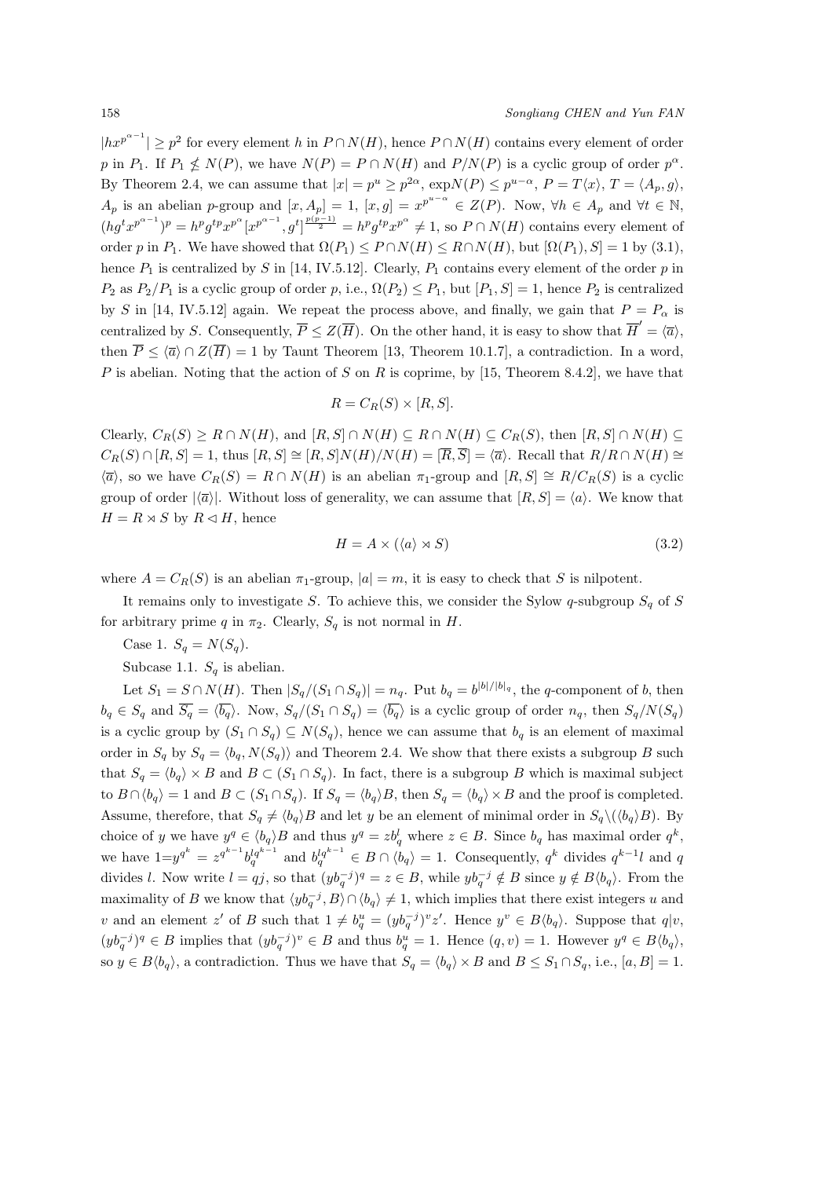$|hx^{p^{\alpha-1}}| \geq p^2$ for every element $h$ in $P\cap N(H)$, hence $P\cap N(H)$ contains every element of order $p$ in $P_1$. If $P_1 \nleq N(P)$, we have $N(P) = P\cap N(H)$ and $P/N(P)$ is a cyclic group of order $p^\alpha$. By Theorem 2.4, we can assume that $|x| = p^u \geq p^{2\alpha}$, $\exp N(P) \leq p^{u-\alpha}$, $P = T\langle x\rangle$, $T = \langle A_p, g\rangle$, $A_p$ is an abelian $p$-group and $[x, A_p] = 1$, $[x, g] = x^{p^{u-\alpha}} \in Z(P)$. Now, $\forall h \in A_p$ and $\forall t \in \mathbb{N}$, $(hg^t x^{p^{\alpha-1}})^p = h^p g^{tp} x^{p^\alpha}[x^{p^{\alpha-1}}, g^t]^{\frac{p(p-1)}{2}} = h^p g^{tp} x^{p^\alpha} \neq 1$, so $P\cap N(H)$ contains every element of order $p$ in $P_1$. We have showed that $\Omega(P_1) \leq P\cap N(H) \leq R\cap N(H)$, but $[\Omega(P_1), S] = 1$ by (3.1), hence $P_1$ is centralized by $S$ in [14, IV.5.12]. Clearly, $P_1$ contains every element of the order $p$ in $P_2$ as $P_2/P_1$ is a cyclic group of order $p$, i.e., $\Omega(P_2) \leq P_1$, but $[P_1, S] = 1$, hence $P_2$ is centralized by $S$ in [14, IV.5.12] again. We repeat the process above, and finally, we gain that $P = P_\alpha$ is centralized by $S$. Consequently, $\overline{P} \leq Z(\overline{H})$. On the other hand, it is easy to show that $\overline{H}' = \langle \overline{a}\rangle$, then $\overline{P} \leq \langle\overline{a}\rangle \cap Z(\overline{H}) = 1$ by Taunt Theorem [13, Theorem 10.1.7], a contradiction. In a word, $P$ is abelian. Noting that the action of $S$ on $R$ is coprime, by [15, Theorem 8.4.2], we have that

$$R = C_R(S) \times [R, S].$$

Clearly, $C_R(S) \geq R\cap N(H)$, and $[R,S]\cap N(H) \subseteq R\cap N(H) \subseteq C_R(S)$, then $[R,S]\cap N(H) \subseteq C_R(S)\cap[R,S] = 1$, thus $[R,S] \cong [R,S]N(H)/N(H) = [\overline{R}, \overline{S}] = \langle\overline{a}\rangle$. Recall that $R/R\cap N(H) \cong \langle\overline{a}\rangle$, so we have $C_R(S) = R\cap N(H)$ is an abelian $\pi_1$-group and $[R,S] \cong R/C_R(S)$ is a cyclic group of order $|\langle\overline{a}\rangle|$. Without loss of generality, we can assume that $[R,S] = \langle a\rangle$. We know that $H = R \rtimes S$ by $R \lhd H$, hence

$$H = A \times (\langle a\rangle \rtimes S) \tag{3.2}$$

where $A = C_R(S)$ is an abelian $\pi_1$-group, $|a| = m$, it is easy to check that $S$ is nilpotent.

It remains only to investigate $S$. To achieve this, we consider the Sylow $q$-subgroup $S_q$ of $S$ for arbitrary prime $q$ in $\pi_2$. Clearly, $S_q$ is not normal in $H$.

Case 1. $S_q = N(S_q)$.

Subcase 1.1. $S_q$ is abelian.

Let $S_1 = S\cap N(H)$. Then $|S_q/(S_1\cap S_q)| = n_q$. Put $b_q = b^{|b|/|b|_q}$, the $q$-component of $b$, then $b_q \in S_q$ and $\overline{S_q} = \langle\overline{b_q}\rangle$. Now, $S_q/(S_1\cap S_q) = \langle\overline{b_q}\rangle$ is a cyclic group of order $n_q$, then $S_q/N(S_q)$ is a cyclic group by $(S_1\cap S_q) \subseteq N(S_q)$, hence we can assume that $b_q$ is an element of maximal order in $S_q$ by $S_q = \langle b_q, N(S_q)\rangle$ and Theorem 2.4. We show that there exists a subgroup $B$ such that $S_q = \langle b_q\rangle \times B$ and $B \subset (S_1\cap S_q)$. In fact, there is a subgroup $B$ which is maximal subject to $B\cap\langle b_q\rangle = 1$ and $B \subset (S_1\cap S_q)$. If $S_q = \langle b_q\rangle B$, then $S_q = \langle b_q\rangle \times B$ and the proof is completed. Assume, therefore, that $S_q \neq \langle b_q\rangle B$ and let $y$ be an element of minimal order in $S_q\backslash(\langle b_q\rangle B)$. By choice of $y$ we have $y^q \in \langle b_q\rangle B$ and thus $y^q = zb_q^l$ where $z \in B$. Since $b_q$ has maximal order $q^k$, we have $1 = y^{q^k} = z^{q^{k-1}} b_q^{lq^{k-1}}$ and $b_q^{lq^{k-1}} \in B\cap\langle b_q\rangle = 1$. Consequently, $q^k$ divides $q^{k-1}l$ and $q$ divides $l$. Now write $l = qj$, so that $(yb_q^{-j})^q = z \in B$, while $yb_q^{-j} \notin B$ since $y \notin B\langle b_q\rangle$. From the maximality of $B$ we know that $\langle yb_q^{-j}, B\rangle \cap \langle b_q\rangle \neq 1$, which implies that there exist integers $u$ and $v$ and an element $z'$ of $B$ such that $1 \neq b_q^u = (yb_q^{-j})^v z'$. Hence $y^v \in B\langle b_q\rangle$. Suppose that $q|v$, $(yb_q^{-j})^q \in B$ implies that $(yb_q^{-j})^v \in B$ and thus $b_q^u = 1$. Hence $(q, v) = 1$. However $y^q \in B\langle b_q\rangle$, so $y \in B\langle b_q\rangle$, a contradiction. Thus we have that $S_q = \langle b_q\rangle \times B$ and $B \leq S_1\cap S_q$, i.e., $[a, B] = 1$.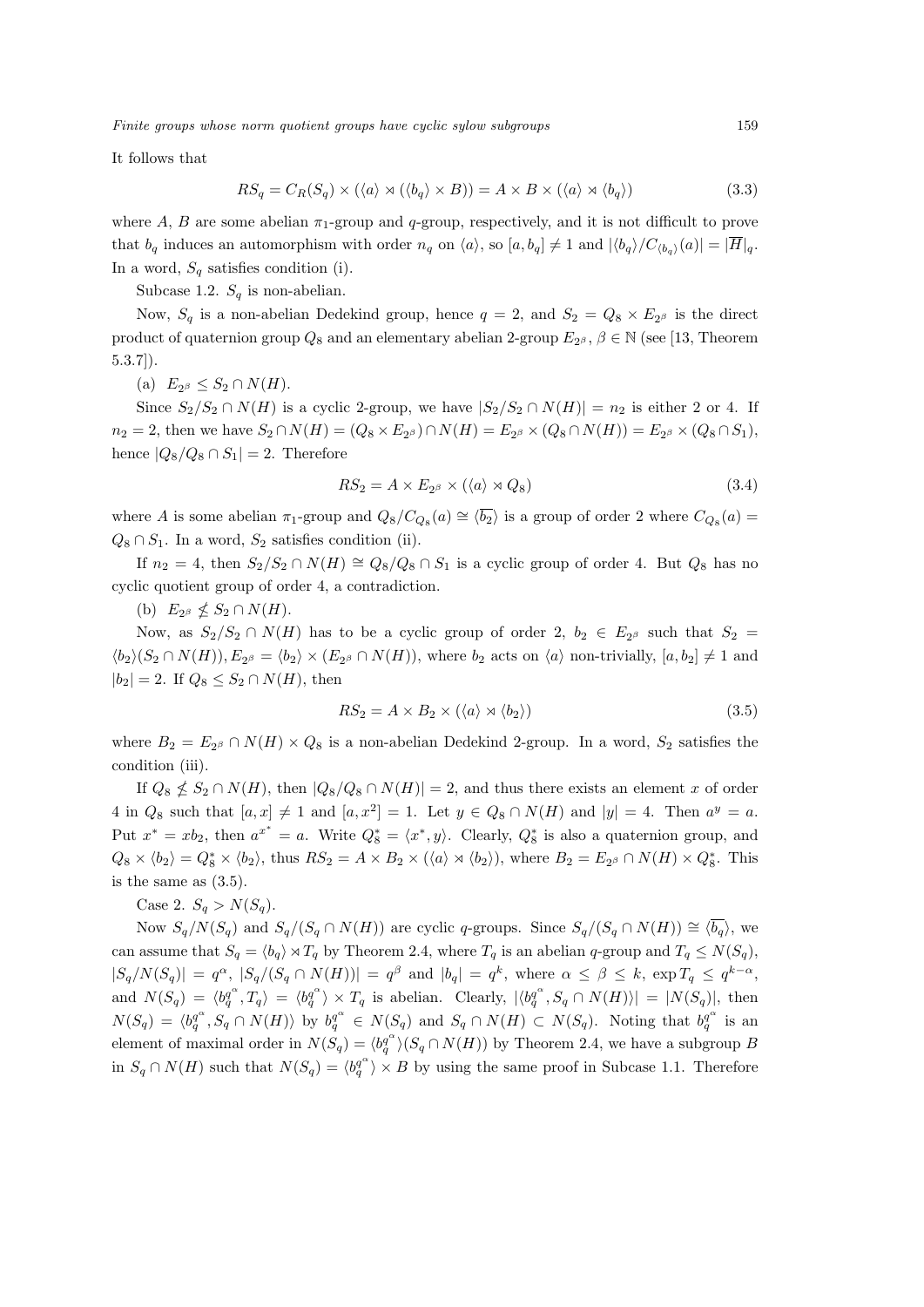It follows that

$$RS_q = C_R(S_q) \times (\langle a\rangle \rtimes (\langle b_q\rangle \times B)) = A \times B \times (\langle a\rangle \rtimes \langle b_q\rangle) \tag{3.3}$$

where $A$, $B$ are some abelian $\pi_1$-group and $q$-group, respectively, and it is not difficult to prove that $b_q$ induces an automorphism with order $n_q$ on $\langle a\rangle$, so $[a, b_q] \neq 1$ and $|\langle b_q\rangle / C_{\langle b_q\rangle}(a)| = |\overline{H}|_q$. In a word, $S_q$ satisfies condition (i).

Subcase 1.2. $S_q$ is non-abelian.

Now, $S_q$ is a non-abelian Dedekind group, hence $q = 2$, and $S_2 = Q_8 \times E_{2^\beta}$ is the direct product of quaternion group $Q_8$ and an elementary abelian 2-group $E_{2^\beta}$, $\beta \in \mathbb{N}$ (see [13, Theorem 5.3.7]).

(a) $E_{2^\beta} \leq S_2 \cap N(H)$.

Since $S_2/S_2 \cap N(H)$ is a cyclic 2-group, we have $|S_2/S_2 \cap N(H)| = n_2$ is either 2 or 4. If $n_2 = 2$, then we have $S_2 \cap N(H) = (Q_8 \times E_{2^\beta}) \cap N(H) = E_{2^\beta} \times (Q_8 \cap N(H)) = E_{2^\beta} \times (Q_8 \cap S_1)$, hence $|Q_8/Q_8 \cap S_1| = 2$. Therefore

$$RS_2 = A \times E_{2^\beta} \times (\langle a\rangle \rtimes Q_8) \tag{3.4}$$

where $A$ is some abelian $\pi_1$-group and $Q_8/C_{Q_8}(a) \cong \langle \overline{b_2}\rangle$ is a group of order 2 where $C_{Q_8}(a) = Q_8 \cap S_1$. In a word, $S_2$ satisfies condition (ii).

If $n_2 = 4$, then $S_2/S_2 \cap N(H) \cong Q_8/Q_8 \cap S_1$ is a cyclic group of order 4. But $Q_8$ has no cyclic quotient group of order 4, a contradiction.

(b) $E_{2^\beta} \not\leq S_2 \cap N(H)$.

Now, as $S_2/S_2 \cap N(H)$ has to be a cyclic group of order 2, $b_2 \in E_{2^\beta}$ such that $S_2 = \langle b_2\rangle(S_2 \cap N(H)), E_{2^\beta} = \langle b_2\rangle \times (E_{2^\beta} \cap N(H))$, where $b_2$ acts on $\langle a\rangle$ non-trivially, $[a, b_2] \neq 1$ and $|b_2| = 2$. If $Q_8 \leq S_2 \cap N(H)$, then

$$RS_2 = A \times B_2 \times (\langle a\rangle \rtimes \langle b_2\rangle) \tag{3.5}$$

where $B_2 = E_{2^\beta} \cap N(H) \times Q_8$ is a non-abelian Dedekind 2-group. In a word, $S_2$ satisfies the condition (iii).

If $Q_8 \not\leq S_2 \cap N(H)$, then $|Q_8/Q_8 \cap N(H)| = 2$, and thus there exists an element $x$ of order 4 in $Q_8$ such that $[a, x] \neq 1$ and $[a, x^2] = 1$. Let $y \in Q_8 \cap N(H)$ and $|y| = 4$. Then $a^y = a$. Put $x^* = xb_2$, then $a^{x^*} = a$. Write $Q_8^* = \langle x^*, y\rangle$. Clearly, $Q_8^*$ is also a quaternion group, and $Q_8 \times \langle b_2\rangle = Q_8^* \times \langle b_2\rangle$, thus $RS_2 = A \times B_2 \times (\langle a\rangle \rtimes \langle b_2\rangle)$, where $B_2 = E_{2^\beta} \cap N(H) \times Q_8^*$. This is the same as (3.5).

Case 2. $S_q > N(S_q)$.

Now $S_q/N(S_q)$ and $S_q/(S_q \cap N(H))$ are cyclic $q$-groups. Since $S_q/(S_q \cap N(H)) \cong \langle \overline{b_q}\rangle$, we can assume that $S_q = \langle b_q\rangle \rtimes T_q$ by Theorem 2.4, where $T_q$ is an abelian $q$-group and $T_q \leq N(S_q)$, $|S_q/N(S_q)| = q^\alpha$, $|S_q/(S_q \cap N(H))| = q^\beta$ and $|b_q| = q^k$, where $\alpha \leq \beta \leq k$, $\exp T_q \leq q^{k-\alpha}$, and $N(S_q) = \langle b_q^{q^\alpha}, T_q\rangle = \langle b_q^{q^\alpha}\rangle \times T_q$ is abelian. Clearly, $|\langle b_q^{q^\alpha}, S_q \cap N(H)\rangle| = |N(S_q)|$, then $N(S_q) = \langle b_q^{q^\alpha}, S_q \cap N(H)\rangle$ by $b_q^{q^\alpha} \in N(S_q)$ and $S_q \cap N(H) \subset N(S_q)$. Noting that $b_q^{q^\alpha}$ is an element of maximal order in $N(S_q) = \langle b_q^{q^\alpha}\rangle(S_q \cap N(H))$ by Theorem 2.4, we have a subgroup $B$ in $S_q \cap N(H)$ such that $N(S_q) = \langle b_q^{q^\alpha}\rangle \times B$ by using the same proof in Subcase 1.1. Therefore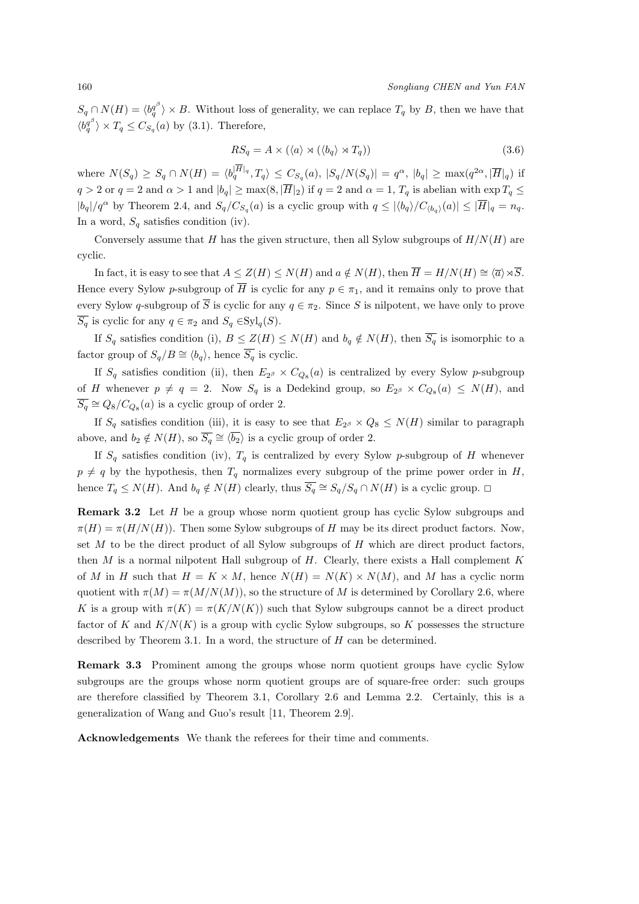$S_q \cap N(H) = \langle b_q^{q^\beta} \rangle \times B$. Without loss of generality, we can replace $T_q$ by $B$, then we have that $\langle b_q^{q^\beta} \rangle \times T_q \le C_{S_q}(a)$ by (3.1). Therefore,

$$RS_q = A \times (\langle a \rangle \rtimes (\langle b_q \rangle \rtimes T_q)) \tag{3.6}$$

where $N(S_q) \ge S_q \cap N(H) = \langle b_q^{|\overline{H}|_q}, T_q \rangle \le C_{S_q}(a)$, $|S_q/N(S_q)| = q^\alpha$, $|b_q| \ge \max(q^{2\alpha}, |\overline{H}|_q)$ if $q > 2$ or $q = 2$ and $\alpha > 1$ and $|b_q| \ge \max(8, |\overline{H}|_2)$ if $q = 2$ and $\alpha = 1$, $T_q$ is abelian with $\exp T_q \le |b_q|/q^\alpha$ by Theorem 2.4, and $S_q/C_{S_q}(a)$ is a cyclic group with $q \le |\langle b_q \rangle / C_{\langle b_q \rangle}(a)| \le |\overline{H}|_q = n_q$. In a word, $S_q$ satisfies condition (iv).

Conversely assume that $H$ has the given structure, then all Sylow subgroups of $H/N(H)$ are cyclic.

In fact, it is easy to see that $A \le Z(H) \le N(H)$ and $a \notin N(H)$, then $\overline{H} = H/N(H) \cong \langle \overline{a} \rangle \rtimes \overline{S}$. Hence every Sylow $p$-subgroup of $\overline{H}$ is cyclic for any $p \in \pi_1$, and it remains only to prove that every Sylow $q$-subgroup of $\overline{S}$ is cyclic for any $q \in \pi_2$. Since $S$ is nilpotent, we have only to prove $\overline{S_q}$ is cyclic for any $q \in \pi_2$ and $S_q \in \mathrm{Syl}_q(S)$.

If $S_q$ satisfies condition (i), $B \le Z(H) \le N(H)$ and $b_q \notin N(H)$, then $\overline{S_q}$ is isomorphic to a factor group of $S_q/B \cong \langle b_q \rangle$, hence $\overline{S_q}$ is cyclic.

If $S_q$ satisfies condition (ii), then $E_{2^\beta} \times C_{Q_8}(a)$ is centralized by every Sylow $p$-subgroup of $H$ whenever $p \ne q = 2$. Now $S_q$ is a Dedekind group, so $E_{2^\beta} \times C_{Q_8}(a) \le N(H)$, and $\overline{S_q} \cong Q_8/C_{Q_8}(a)$ is a cyclic group of order 2.

If $S_q$ satisfies condition (iii), it is easy to see that $E_{2^\beta} \times Q_8 \le N(H)$ similar to paragraph above, and $b_2 \notin N(H)$, so $\overline{S_q} \cong \langle \overline{b_2} \rangle$ is a cyclic group of order 2.

If $S_q$ satisfies condition (iv), $T_q$ is centralized by every Sylow $p$-subgroup of $H$ whenever $p \ne q$ by the hypothesis, then $T_q$ normalizes every subgroup of the prime power order in $H$, hence $T_q \le N(H)$. And $b_q \notin N(H)$ clearly, thus $\overline{S_q} \cong S_q/S_q \cap N(H)$ is a cyclic group. $\square$

**Remark 3.2** Let $H$ be a group whose norm quotient group has cyclic Sylow subgroups and $\pi(H) = \pi(H/N(H))$. Then some Sylow subgroups of $H$ may be its direct product factors. Now, set $M$ to be the direct product of all Sylow subgroups of $H$ which are direct product factors, then $M$ is a normal nilpotent Hall subgroup of $H$. Clearly, there exists a Hall complement $K$ of $M$ in $H$ such that $H = K \times M$, hence $N(H) = N(K) \times N(M)$, and $M$ has a cyclic norm quotient with $\pi(M) = \pi(M/N(M))$, so the structure of $M$ is determined by Corollary 2.6, where $K$ is a group with $\pi(K) = \pi(K/N(K))$ such that Sylow subgroups cannot be a direct product factor of $K$ and $K/N(K)$ is a group with cyclic Sylow subgroups, so $K$ possesses the structure described by Theorem 3.1. In a word, the structure of $H$ can be determined.

**Remark 3.3** Prominent among the groups whose norm quotient groups have cyclic Sylow subgroups are the groups whose norm quotient groups are of square-free order: such groups are therefore classified by Theorem 3.1, Corollary 2.6 and Lemma 2.2. Certainly, this is a generalization of Wang and Guo's result [11, Theorem 2.9].

**Acknowledgements** We thank the referees for their time and comments.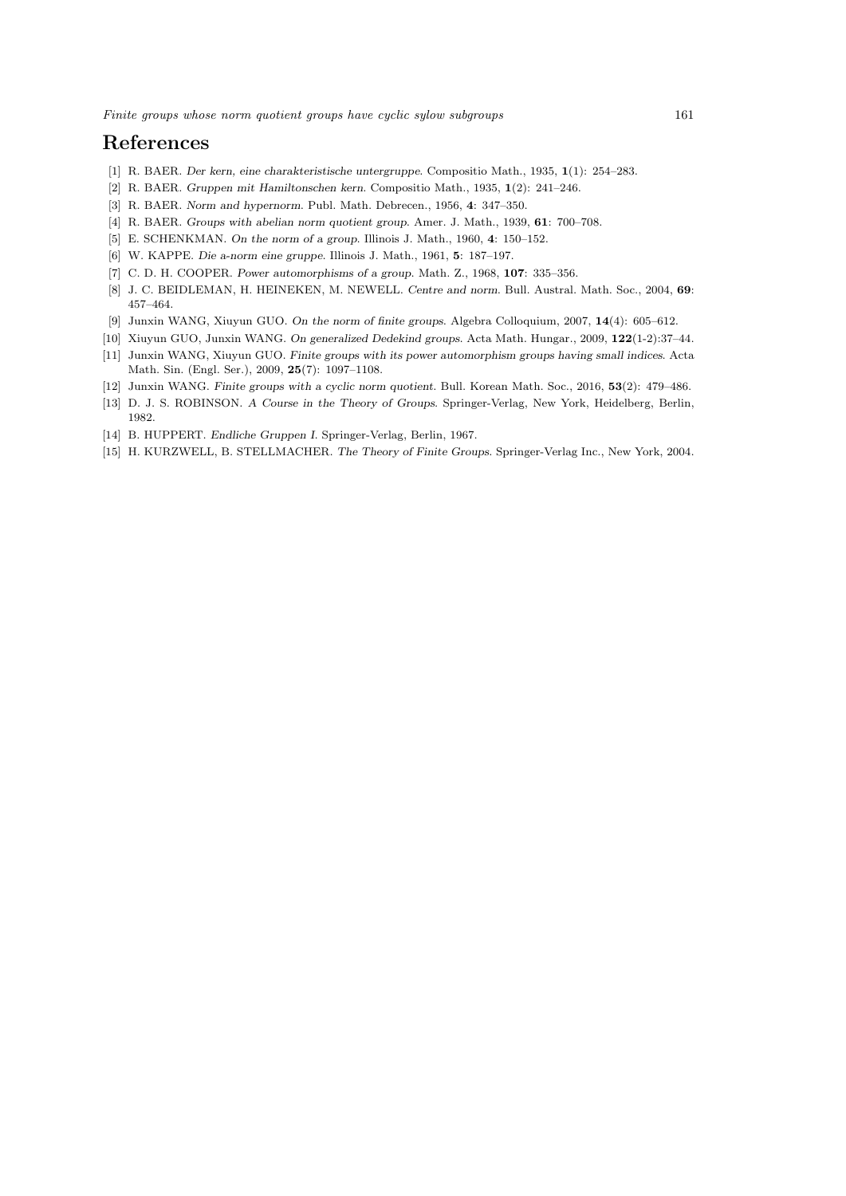## References

[1] R. BAER. *Der kern, eine charakteristische untergruppe*. Compositio Math., 1935, **1**(1): 254–283.

[2] R. BAER. *Gruppen mit Hamiltonschen kern*. Compositio Math., 1935, **1**(2): 241–246.

[3] R. BAER. *Norm and hypernorm*. Publ. Math. Debrecen., 1956, **4**: 347–350.

[4] R. BAER. *Groups with abelian norm quotient group*. Amer. J. Math., 1939, **61**: 700–708.

[5] E. SCHENKMAN. *On the norm of a group*. Illinois J. Math., 1960, **4**: 150–152.

[6] W. KAPPE. *Die a-norm eine gruppe*. Illinois J. Math., 1961, **5**: 187–197.

[7] C. D. H. COOPER. *Power automorphisms of a group*. Math. Z., 1968, **107**: 335–356.

[8] J. C. BEIDLEMAN, H. HEINEKEN, M. NEWELL. *Centre and norm*. Bull. Austral. Math. Soc., 2004, **69**: 457–464.

[9] Junxin WANG, Xiuyun GUO. *On the norm of finite groups*. Algebra Colloquium, 2007, **14**(4): 605–612.

[10] Xiuyun GUO, Junxin WANG. *On generalized Dedekind groups*. Acta Math. Hungar., 2009, **122**(1-2):37–44.

[11] Junxin WANG, Xiuyun GUO. *Finite groups with its power automorphism groups having small indices*. Acta Math. Sin. (Engl. Ser.), 2009, **25**(7): 1097–1108.

[12] Junxin WANG. *Finite groups with a cyclic norm quotient*. Bull. Korean Math. Soc., 2016, **53**(2): 479–486.

[13] D. J. S. ROBINSON. *A Course in the Theory of Groups*. Springer-Verlag, New York, Heidelberg, Berlin, 1982.

[14] B. HUPPERT. *Endliche Gruppen I*. Springer-Verlag, Berlin, 1967.

[15] H. KURZWELL, B. STELLMACHER. *The Theory of Finite Groups*. Springer-Verlag Inc., New York, 2004.